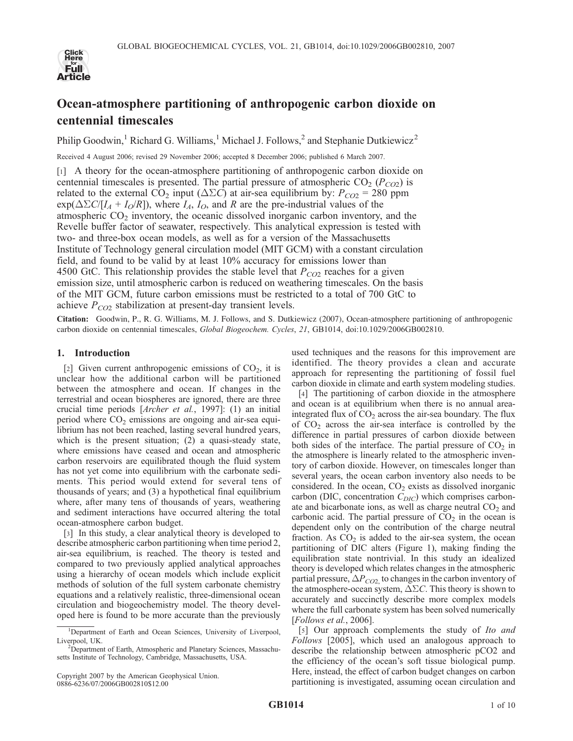# Ocean-atmosphere partitioning of anthropogenic carbon dioxide on centennial timescales

Philip Goodwin,[1] Richard G. Williams,[1] Michael J. Follows,[2] and Stephanie Dutkiewicz[2]

Received 4 August 2006; revised 29 November 2006; accepted 8 December 2006; published 6 March 2007.

[1] A theory for the ocean-atmosphere partitioning of anthropogenic carbon dioxide on centennial timescales is presented. The partial pressure of atmospheric $CO_2$ ($P_{CO2}$) is related to the external $CO_2$ input ($\Delta\Sigma C$) at air-sea equilibrium by: $P_{CO2}$ = 280 ppm $\exp(\Delta\Sigma C/[I_A + I_O/R])$, where $I_A$, $I_O$, and $R$ are the pre-industrial values of the atmospheric $CO_2$ inventory, the oceanic dissolved inorganic carbon inventory, and the Revelle buffer factor of seawater, respectively. This analytical expression is tested with two- and three-box ocean models, as well as for a version of the Massachusetts Institute of Technology general circulation model (MIT GCM) with a constant circulation field, and found to be valid by at least 10% accuracy for emissions lower than 4500 GtC. This relationship provides the stable level that $P_{CO2}$ reaches for a given emission size, until atmospheric carbon is reduced on weathering timescales. On the basis of the MIT GCM, future carbon emissions must be restricted to a total of 700 GtC to achieve $P_{CO2}$ stabilization at present-day transient levels.

**Citation:** Goodwin, P., R. G. Williams, M. J. Follows, and S. Dutkiewicz (2007), Ocean-atmosphere partitioning of anthropogenic carbon dioxide on centennial timescales, *Global Biogeochem. Cycles*, *21*, GB1014, doi:10.1029/2006GB002810.

## 1. Introduction

[2] Given current anthropogenic emissions of $CO_2$, it is unclear how the additional carbon will be partitioned between the atmosphere and ocean. If changes in the terrestrial and ocean biospheres are ignored, there are three crucial time periods [*Archer et al.*, 1997]: (1) an initial period where $CO_2$ emissions are ongoing and air-sea equilibrium has not been reached, lasting several hundred years, which is the present situation; (2) a quasi-steady state, where emissions have ceased and ocean and atmospheric carbon reservoirs are equilibrated though the fluid system has not yet come into equilibrium with the carbonate sediments. This period would extend for several tens of thousands of years; and (3) a hypothetical final equilibrium where, after many tens of thousands of years, weathering and sediment interactions have occurred altering the total ocean-atmosphere carbon budget.

[3] In this study, a clear analytical theory is developed to describe atmospheric carbon partitioning when time period 2, air-sea equilibrium, is reached. The theory is tested and compared to two previously applied analytical approaches using a hierarchy of ocean models which include explicit methods of solution of the full system carbonate chemistry equations and a relatively realistic, three-dimensional ocean circulation and biogeochemistry model. The theory developed here is found to be more accurate than the previously used techniques and the reasons for this improvement are identified. The theory provides a clean and accurate approach for representing the partitioning of fossil fuel carbon dioxide in climate and earth system modeling studies.

[4] The partitioning of carbon dioxide in the atmosphere and ocean is at equilibrium when there is no annual area-integrated flux of $CO_2$ across the air-sea boundary. The flux of $CO_2$ across the air-sea interface is controlled by the difference in partial pressures of carbon dioxide between both sides of the interface. The partial pressure of $CO_2$ in the atmosphere is linearly related to the atmospheric inventory of carbon dioxide. However, on timescales longer than several years, the ocean carbon inventory also needs to be considered. In the ocean, $CO_2$ exists as dissolved inorganic carbon (DIC, concentration $C_{DIC}$) which comprises carbonate and bicarbonate ions, as well as charge neutral $CO_2$ and carbonic acid. The partial pressure of $CO_2$ in the ocean is dependent only on the contribution of the charge neutral fraction. As $CO_2$ is added to the air-sea system, the ocean partitioning of DIC alters (Figure 1), making finding the equilibration state nontrivial. In this study an idealized theory is developed which relates changes in the atmospheric partial pressure, $\Delta P_{CO2}$, to changes in the carbon inventory of the atmosphere-ocean system, $\Delta\Sigma C$. This theory is shown to accurately and succinctly describe more complex models where the full carbonate system has been solved numerically [*Follows et al.*, 2006].

[5] Our approach complements the study of *Ito and Follows* [2005], which used an analogous approach to describe the relationship between atmospheric pCO2 and the efficiency of the ocean's soft tissue biological pump. Here, instead, the effect of carbon budget changes on carbon partitioning is investigated, assuming ocean circulation and

[1] Department of Earth and Ocean Sciences, University of Liverpool, Liverpool, UK.

[2] Department of Earth, Atmospheric and Planetary Sciences, Massachusetts Institute of Technology, Cambridge, Massachusetts, USA.

Copyright 2007 by the American Geophysical Union.
0886-6236/07/2006GB002810$12.00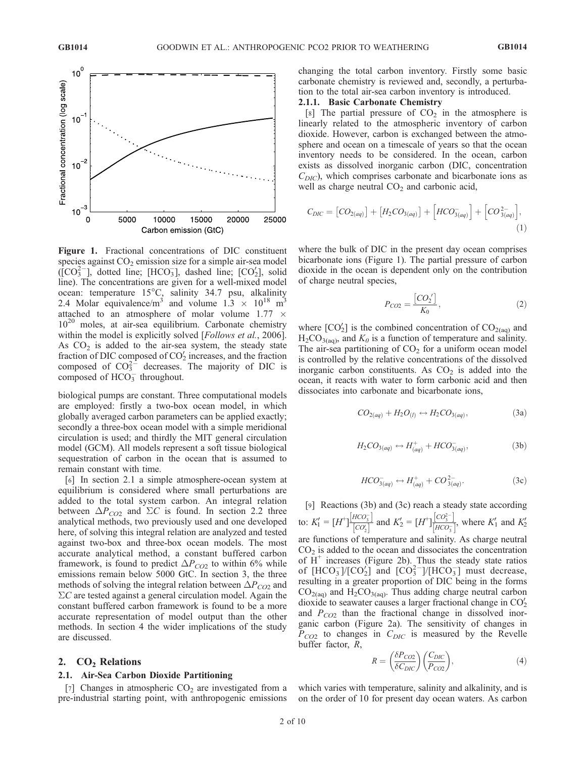**Figure 1.** Fractional concentrations of DIC constituent species against $CO_2$ emission size for a simple air-sea model ($[CO_3^{2-}]$, dotted line; $[HCO_3^-]$, dashed line; $[CO_2']$, solid line). The concentrations are given for a well-mixed model ocean: temperature 15°C, salinity 34.7 psu, alkalinity 2.4 Molar equivalence/m$^3$ and volume $1.3 \times 10^{18}$ m$^3$ attached to an atmosphere of molar volume $1.77 \times 10^{20}$ moles, at air-sea equilibrium. Carbonate chemistry within the model is explicitly solved [*Follows et al.*, 2006]. As $CO_2$ is added to the air-sea system, the steady state fraction of DIC composed of $CO_2'$ increases, and the fraction composed of $CO_3^{2-}$ decreases. The majority of DIC is composed of $HCO_3^-$ throughout.

biological pumps are constant. Three computational models are employed: firstly a two-box ocean model, in which globally averaged carbon parameters can be applied exactly; secondly a three-box ocean model with a simple meridional circulation is used; and thirdly the MIT general circulation model (GCM). All models represent a soft tissue biological sequestration of carbon in the ocean that is assumed to remain constant with time.

[6] In section 2.1 a simple atmosphere-ocean system at equilibrium is considered where small perturbations are added to the total system carbon. An integral relation between $\Delta P_{CO2}$ and $\Sigma C$ is found. In section 2.2 three analytical methods, two previously used and one developed here, of solving this integral relation are analyzed and tested against two-box and three-box ocean models. The most accurate analytical method, a constant buffered carbon framework, is found to predict $\Delta P_{CO2}$ to within 6% while emissions remain below 5000 GtC. In section 3, the three methods of solving the integral relation between $\Delta P_{CO2}$ and $\Sigma C$ are tested against a general circulation model. Again the constant buffered carbon framework is found to be a more accurate representation of model output than the other methods. In section 4 the wider implications of the study are discussed.

## 2. $CO_2$ Relations

### 2.1. Air-Sea Carbon Dioxide Partitioning

[7] Changes in atmospheric $CO_2$ are investigated from a pre-industrial starting point, with anthropogenic emissions changing the total carbon inventory. Firstly some basic carbonate chemistry is reviewed and, secondly, a perturbation to the total air-sea carbon inventory is introduced.

#### 2.1.1. Basic Carbonate Chemistry

[8] The partial pressure of $CO_2$ in the atmosphere is linearly related to the atmospheric inventory of carbon dioxide. However, carbon is exchanged between the atmosphere and ocean on a timescale of years so that the ocean inventory needs to be considered. In the ocean, carbon exists as dissolved inorganic carbon (DIC, concentration $C_{DIC}$), which comprises carbonate and bicarbonate ions as well as charge neutral $CO_2$ and carbonic acid,

$$C_{DIC} = \left[CO_{2(aq)}\right] + \left[H_2CO_{3(aq)}\right] + \left[HCO^-_{3(aq)}\right] + \left[CO^{2-}_{3(aq)}\right], \tag{1}$$

where the bulk of DIC in the present day ocean comprises bicarbonate ions (Figure 1). The partial pressure of carbon dioxide in the ocean is dependent only on the contribution of charge neutral species,

$$P_{CO2} = \frac{\left[CO_2'\right]}{K_0}, \tag{2}$$

where $[CO_2']$ is the combined concentration of $CO_{2(aq)}$ and $H_2CO_{3(aq)}$, and $K_0$ is a function of temperature and salinity. The air-sea partitioning of $CO_2$ for a uniform ocean model is controlled by the relative concentrations of the dissolved inorganic carbon constituents. As $CO_2$ is added into the ocean, it reacts with water to form carbonic acid and then dissociates into carbonate and bicarbonate ions,

$$CO_{2(aq)} + H_2O_{(l)} \leftrightarrow H_2CO_{3(aq)}, \tag{3a}$$

$$H_2CO_{3(aq)} \leftrightarrow H^+_{(aq)} + HCO^-_{3(aq)}, \tag{3b}$$

$$HCO^-_{3(aq)} \leftrightarrow H^+_{(aq)} + CO^{2-}_{3(aq)}. \tag{3c}$$

[9] Reactions (3b) and (3c) reach a steady state according to: $K_1' = [H^+]\frac{[HCO_3^-]}{[CO_2']}$ and $K_2' = [H^+]\frac{[CO_3^{2-}]}{[HCO_3^-]}$, where $K_1'$ and $K_2'$ are functions of temperature and salinity. As charge neutral $CO_2$ is added to the ocean and dissociates the concentration of $H^+$ increases (Figure 2b). Thus the steady state ratios of $[HCO_3^-]/[CO_2']$ and $[CO_3^{2-}]/[HCO_3^-]$ must decrease, resulting in a greater proportion of DIC being in the forms $CO_{2(aq)}$ and $H_2CO_{3(aq)}$. Thus adding charge neutral carbon dioxide to seawater causes a larger fractional change in $CO_2'$ and $P_{CO2}$ than the fractional change in dissolved inorganic carbon (Figure 2a). The sensitivity of changes in $P_{CO2}$ to changes in $C_{DIC}$ is measured by the Revelle buffer factor, $R$,

$$R = \left(\frac{\delta P_{CO2}}{\delta C_{DIC}}\right)\left(\frac{C_{DIC}}{P_{CO2}}\right), \tag{4}$$

which varies with temperature, salinity and alkalinity, and is on the order of 10 for present day ocean waters. As carbon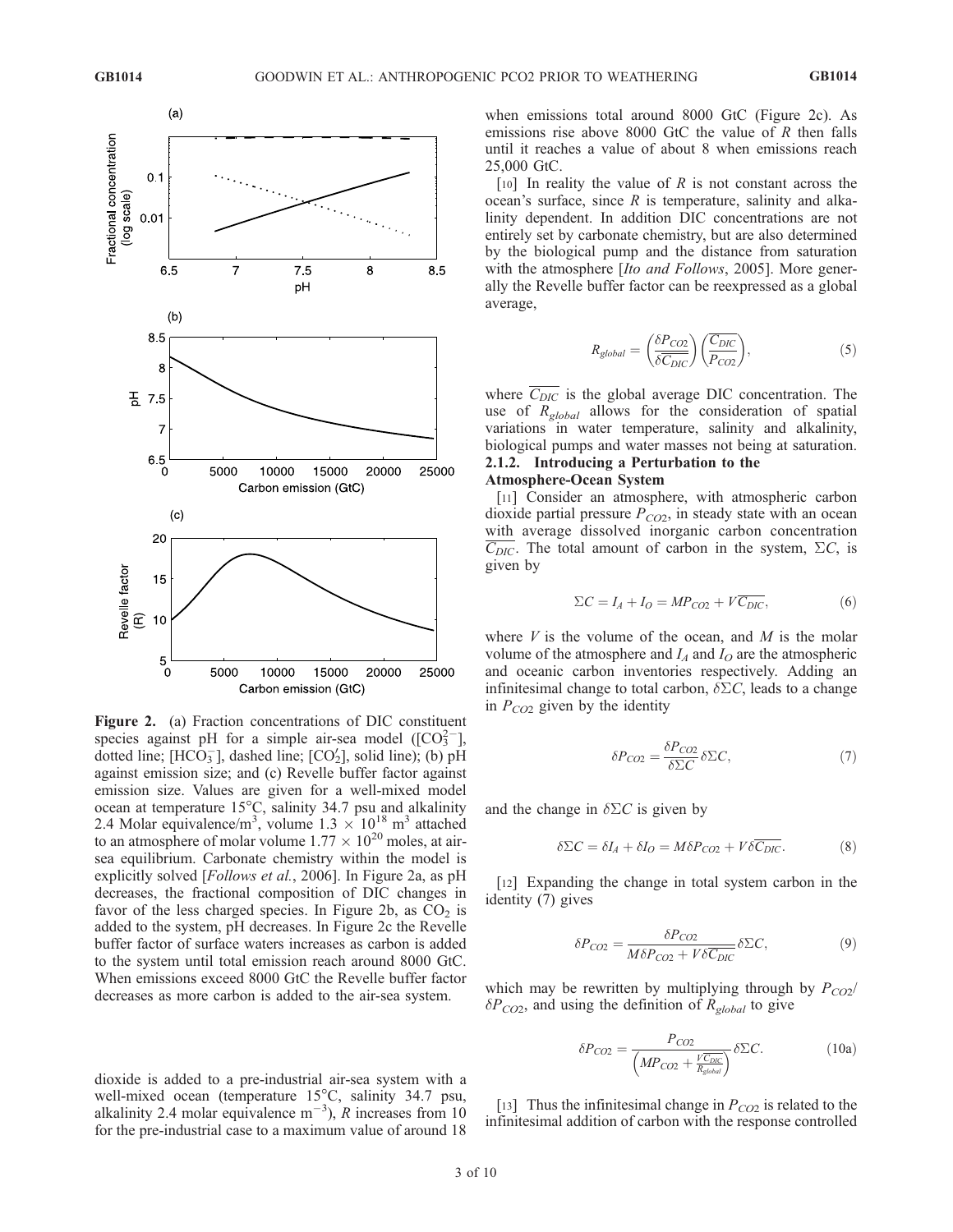**Figure 2.** (a) Fraction concentrations of DIC constituent species against pH for a simple air-sea model ($[CO_3^{2-}]$, dotted line; $[HCO_3^-]$, dashed line; $[CO_2']$, solid line); (b) pH against emission size; and (c) Revelle buffer factor against emission size. Values are given for a well-mixed model ocean at temperature 15°C, salinity 34.7 psu and alkalinity 2.4 Molar equivalence/m$^3$, volume $1.3 \times 10^{18}$ m$^3$ attached to an atmosphere of molar volume $1.77 \times 10^{20}$ moles, at air-sea equilibrium. Carbonate chemistry within the model is explicitly solved [*Follows et al.*, 2006]. In Figure 2a, as pH decreases, the fractional composition of DIC changes in favor of the less charged species. In Figure 2b, as $CO_2$ is added to the system, pH decreases. In Figure 2c the Revelle buffer factor of surface waters increases as carbon is added to the system until total emission reach around 8000 GtC. When emissions exceed 8000 GtC the Revelle buffer factor decreases as more carbon is added to the air-sea system.

dioxide is added to a pre-industrial air-sea system with a well-mixed ocean (temperature 15°C, salinity 34.7 psu, alkalinity 2.4 molar equivalence m$^{-3}$), $R$ increases from 10 for the pre-industrial case to a maximum value of around 18 when emissions total around 8000 GtC (Figure 2c). As emissions rise above 8000 GtC the value of $R$ then falls until it reaches a value of about 8 when emissions reach 25,000 GtC.

[10] In reality the value of $R$ is not constant across the ocean's surface, since $R$ is temperature, salinity and alkalinity dependent. In addition DIC concentrations are not entirely set by carbonate chemistry, but are also determined by the biological pump and the distance from saturation with the atmosphere [*Ito and Follows*, 2005]. More generally the Revelle buffer factor can be reexpressed as a global average,

$$R_{global} = \left(\frac{\delta P_{CO2}}{\delta \overline{C_{DIC}}}\right)\left(\frac{\overline{C_{DIC}}}{P_{CO2}}\right), \tag{5}$$

where $\overline{C_{DIC}}$ is the global average DIC concentration. The use of $R_{global}$ allows for the consideration of spatial variations in water temperature, salinity and alkalinity, biological pumps and water masses not being at saturation.

#### 2.1.2. Introducing a Perturbation to the Atmosphere-Ocean System

[11] Consider an atmosphere, with atmospheric carbon dioxide partial pressure $P_{CO2}$, in steady state with an ocean with average dissolved inorganic carbon concentration $\overline{C_{DIC}}$. The total amount of carbon in the system, $\Sigma C$, is given by

$$\Sigma C = I_A + I_O = MP_{CO2} + V\overline{C_{DIC}}, \tag{6}$$

where $V$ is the volume of the ocean, and $M$ is the molar volume of the atmosphere and $I_A$ and $I_O$ are the atmospheric and oceanic carbon inventories respectively. Adding an infinitesimal change to total carbon, $\delta\Sigma C$, leads to a change in $P_{CO2}$ given by the identity

$$\delta P_{CO2} = \frac{\delta P_{CO2}}{\delta \Sigma C}\delta\Sigma C, \tag{7}$$

and the change in $\delta\Sigma C$ is given by

$$\delta\Sigma C = \delta I_A + \delta I_O = M\delta P_{CO2} + V\delta\overline{C_{DIC}}. \tag{8}$$

[12] Expanding the change in total system carbon in the identity (7) gives

$$\delta P_{CO2} = \frac{\delta P_{CO2}}{M\delta P_{CO2} + V\delta\overline{C_{DIC}}}\delta\Sigma C, \tag{9}$$

which may be rewritten by multiplying through by $P_{CO2}/\delta P_{CO2}$, and using the definition of $R_{global}$ to give

$$\delta P_{CO2} = \frac{P_{CO2}}{\left(MP_{CO2} + \frac{V\overline{C_{DIC}}}{R_{global}}\right)}\delta\Sigma C. \tag{10a}$$

[13] Thus the infinitesimal change in $P_{CO2}$ is related to the infinitesimal addition of carbon with the response controlled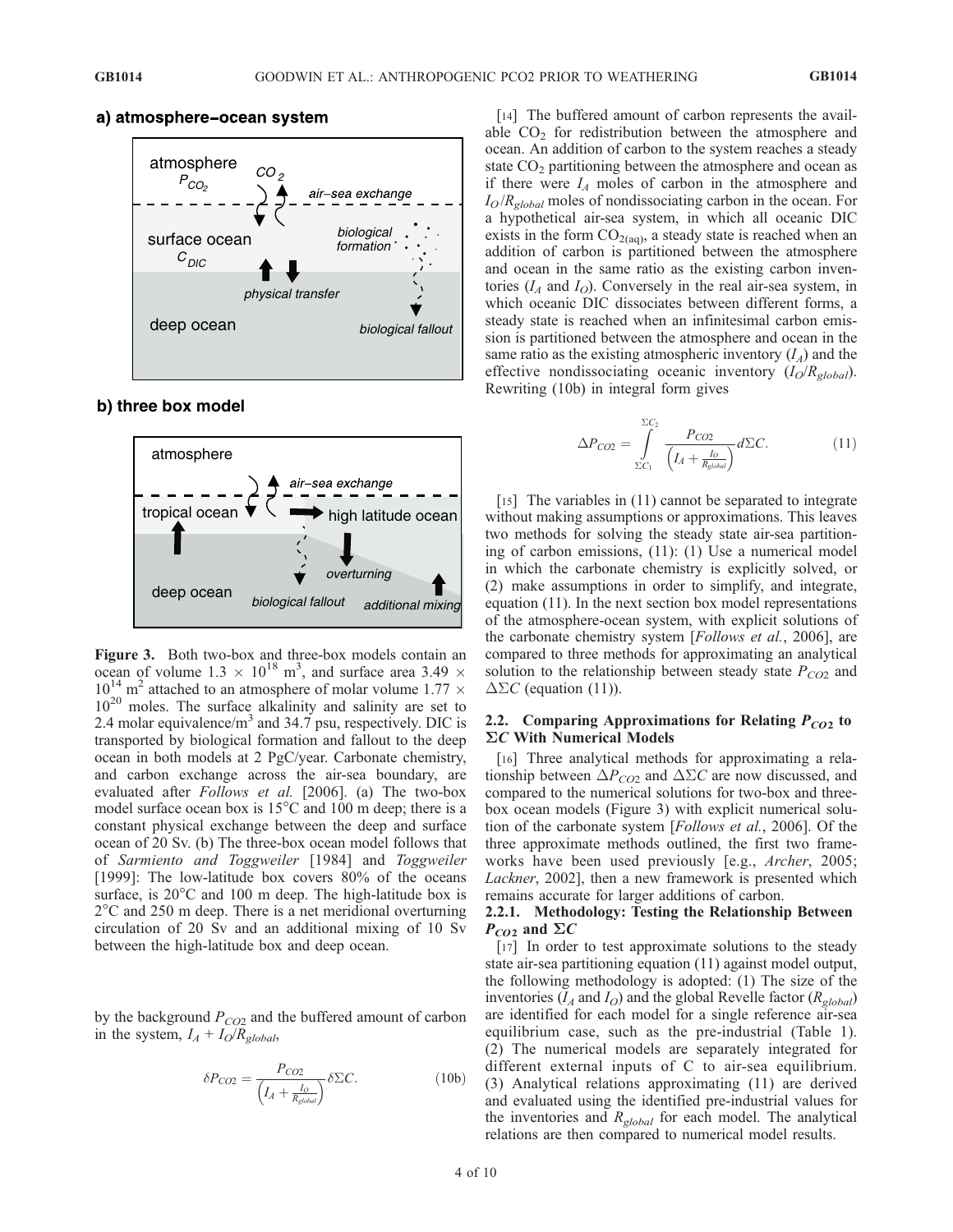**a) atmosphere–ocean system**

**b) three box model**

**Figure 3.** Both two-box and three-box models contain an ocean of volume $1.3 \times 10^{18}$ m$^3$, and surface area $3.49 \times 10^{14}$ m$^2$ attached to an atmosphere of molar volume $1.77 \times 10^{20}$ moles. The surface alkalinity and salinity are set to 2.4 molar equivalence/m$^3$ and 34.7 psu, respectively. DIC is transported by biological formation and fallout to the deep ocean in both models at 2 PgC/year. Carbonate chemistry, and carbon exchange across the air-sea boundary, are evaluated after *Follows et al.* [2006]. (a) The two-box model surface ocean box is 15°C and 100 m deep; there is a constant physical exchange between the deep and surface ocean of 20 Sv. (b) The three-box ocean model follows that of *Sarmiento and Toggweiler* [1984] and *Toggweiler* [1999]: The low-latitude box covers 80% of the oceans surface, is 20°C and 100 m deep. The high-latitude box is 2°C and 250 m deep. There is a net meridional overturning circulation of 20 Sv and an additional mixing of 10 Sv between the high-latitude box and deep ocean.

by the background $P_{CO2}$ and the buffered amount of carbon in the system, $I_A + I_O/R_{global}$,

$$\delta P_{CO2} = \frac{P_{CO2}}{\left(I_A + \frac{I_O}{R_{global}}\right)} \delta \Sigma C. \tag{10b}$$

[14] The buffered amount of carbon represents the available $CO_2$ for redistribution between the atmosphere and ocean. An addition of carbon to the system reaches a steady state $CO_2$ partitioning between the atmosphere and ocean as if there were $I_A$ moles of carbon in the atmosphere and $I_O/R_{global}$ moles of nondissociating carbon in the ocean. For a hypothetical air-sea system, in which all oceanic DIC exists in the form $CO_{2(aq)}$, a steady state is reached when an addition of carbon is partitioned between the atmosphere and ocean in the same ratio as the existing carbon inventories ($I_A$ and $I_O$). Conversely in the real air-sea system, in which oceanic DIC dissociates between different forms, a steady state is reached when an infinitesimal carbon emission is partitioned between the atmosphere and ocean in the same ratio as the existing atmospheric inventory ($I_A$) and the effective nondissociating oceanic inventory ($I_O/R_{global}$). Rewriting (10b) in integral form gives

$$\Delta P_{CO2} = \int_{\Sigma C_1}^{\Sigma C_2} \frac{P_{CO2}}{\left(I_A + \frac{I_O}{R_{global}}\right)} d\Sigma C. \tag{11}$$

[15] The variables in (11) cannot be separated to integrate without making assumptions or approximations. This leaves two methods for solving the steady state air-sea partitioning of carbon emissions, (11): (1) Use a numerical model in which the carbonate chemistry is explicitly solved, or (2) make assumptions in order to simplify, and integrate, equation (11). In the next section box model representations of the atmosphere-ocean system, with explicit solutions of the carbonate chemistry system [*Follows et al.*, 2006], are compared to three methods for approximating an analytical solution to the relationship between steady state $P_{CO2}$ and $\Delta \Sigma C$ (equation (11)).

### 2.2. Comparing Approximations for Relating $P_{CO2}$ to $\Sigma C$ With Numerical Models

[16] Three analytical methods for approximating a relationship between $\Delta P_{CO2}$ and $\Delta \Sigma C$ are now discussed, and compared to the numerical solutions for two-box and three-box ocean models (Figure 3) with explicit numerical solution of the carbonate system [*Follows et al.*, 2006]. Of the three approximate methods outlined, the first two frameworks have been used previously [e.g., *Archer*, 2005; *Lackner*, 2002], then a new framework is presented which remains accurate for larger additions of carbon.

#### 2.2.1. Methodology: Testing the Relationship Between $P_{CO2}$ and $\Sigma C$

[17] In order to test approximate solutions to the steady state air-sea partitioning equation (11) against model output, the following methodology is adopted: (1) The size of the inventories ($I_A$ and $I_O$) and the global Revelle factor ($R_{global}$) are identified for each model for a single reference air-sea equilibrium case, such as the pre-industrial (Table 1). (2) The numerical models are separately integrated for different external inputs of C to air-sea equilibrium. (3) Analytical relations approximating (11) are derived and evaluated using the identified pre-industrial values for the inventories and $R_{global}$ for each model. The analytical relations are then compared to numerical model results.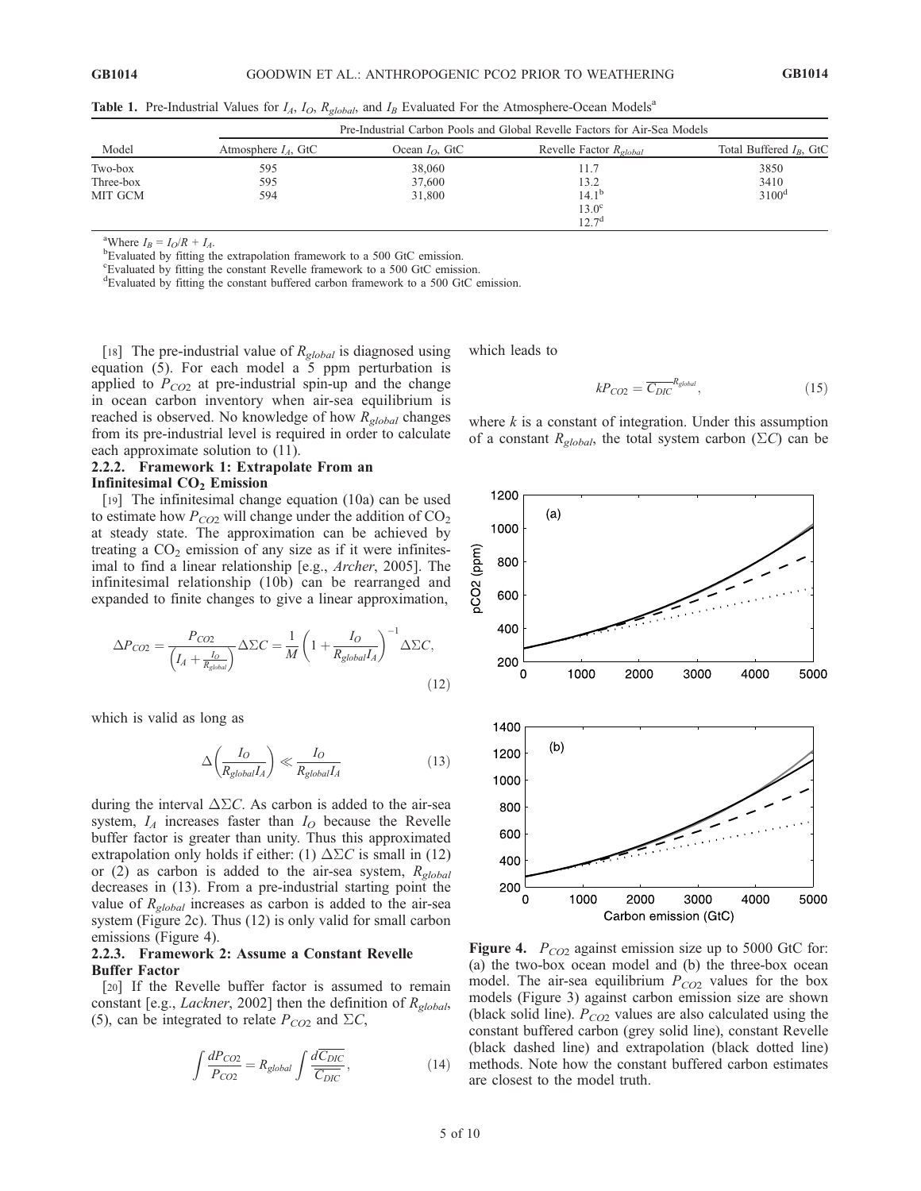**Table 1.** Pre-Industrial Values for $I_A$, $I_O$, $R_{global}$, and $I_B$ Evaluated For the Atmosphere-Ocean Models[a]

| Model | Pre-Industrial Carbon Pools and Global Revelle Factors for Air-Sea Models | | | |
|---|---|---|---|---|
| | Atmosphere $I_A$, GtC | Ocean $I_O$, GtC | Revelle Factor $R_{global}$ | Total Buffered $I_B$, GtC |
| Two-box | 595 | 38,060 | 11.7 | 3850 |
| Three-box | 595 | 37,600 | 13.2 | 3410 |
| MIT GCM | 594 | 31,800 | 14.1[b] | 3100[d] |
| | | | 13.0[c] | |
| | | | 12.7[d] | |

[a]Where $I_B = I_O/R + I_A$.
[b]Evaluated by fitting the extrapolation framework to a 500 GtC emission.
[c]Evaluated by fitting the constant Revelle framework to a 500 GtC emission.
[d]Evaluated by fitting the constant buffered carbon framework to a 500 GtC emission.

[18] The pre-industrial value of $R_{global}$ is diagnosed using equation (5). For each model a 5 ppm perturbation is applied to $P_{CO2}$ at pre-industrial spin-up and the change in ocean carbon inventory when air-sea equilibrium is reached is observed. No knowledge of how $R_{global}$ changes from its pre-industrial level is required in order to calculate each approximate solution to (11).

#### 2.2.2. Framework 1: Extrapolate From an Infinitesimal $CO_2$ Emission

[19] The infinitesimal change equation (10a) can be used to estimate how $P_{CO2}$ will change under the addition of $CO_2$ at steady state. The approximation can be achieved by treating a $CO_2$ emission of any size as if it were infinitesimal to find a linear relationship [e.g., *Archer*, 2005]. The infinitesimal relationship (10b) can be rearranged and expanded to finite changes to give a linear approximation,

$$\Delta P_{CO2} = \frac{P_{CO2}}{\left(I_A + \frac{I_O}{R_{global}}\right)} \Delta\Sigma C = \frac{1}{M}\left(1 + \frac{I_O}{R_{global} I_A}\right)^{-1} \Delta\Sigma C, \tag{12}$$

which is valid as long as

$$\Delta\left(\frac{I_O}{R_{global} I_A}\right) \ll \frac{I_O}{R_{global} I_A} \tag{13}$$

during the interval $\Delta\Sigma C$. As carbon is added to the air-sea system, $I_A$ increases faster than $I_O$ because the Revelle buffer factor is greater than unity. Thus this approximated extrapolation only holds if either: (1) $\Delta\Sigma C$ is small in (12) or (2) as carbon is added to the air-sea system, $R_{global}$ decreases in (13). From a pre-industrial starting point the value of $R_{global}$ increases as carbon is added to the air-sea system (Figure 2c). Thus (12) is only valid for small carbon emissions (Figure 4).

#### 2.2.3. Framework 2: Assume a Constant Revelle Buffer Factor

[20] If the Revelle buffer factor is assumed to remain constant [e.g., *Lackner*, 2002] then the definition of $R_{global}$, (5), can be integrated to relate $P_{CO2}$ and $\Sigma C$,

$$\int \frac{dP_{CO2}}{P_{CO2}} = R_{global} \int \frac{d\overline{C_{DIC}}}{\overline{C_{DIC}}}, \tag{14}$$

which leads to

$$kP_{CO2} = \overline{C_{DIC}}^{R_{global}}, \tag{15}$$

where $k$ is a constant of integration. Under this assumption of a constant $R_{global}$, the total system carbon ($\Sigma C$) can be

**Figure 4.** $P_{CO2}$ against emission size up to 5000 GtC for: (a) the two-box ocean model and (b) the three-box ocean model. The air-sea equilibrium $P_{CO2}$ values for the box models (Figure 3) against carbon emission size are shown (black solid line). $P_{CO2}$ values are also calculated using the constant buffered carbon (grey solid line), constant Revelle (black dashed line) and extrapolation (black dotted line) methods. Note how the constant buffered carbon estimates are closest to the model truth.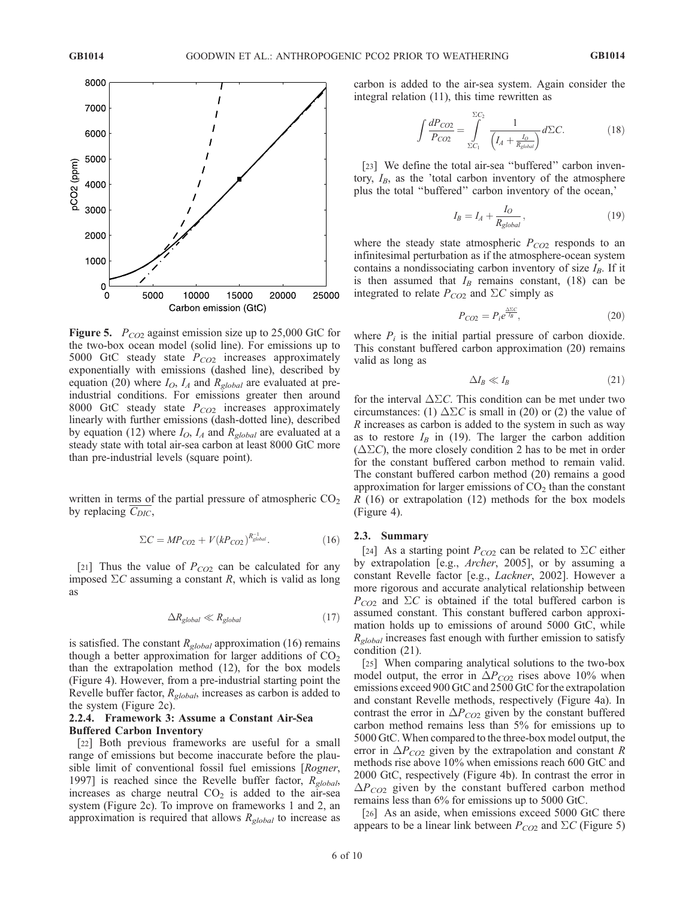**Figure 5.** $P_{CO2}$ against emission size up to 25,000 GtC for the two-box ocean model (solid line). For emissions up to 5000 GtC steady state $P_{CO2}$ increases approximately exponentially with emissions (dashed line), described by equation (20) where $I_O$, $I_A$ and $R_{global}$ are evaluated at pre-industrial conditions. For emissions greater then around 8000 GtC steady state $P_{CO2}$ increases approximately linearly with further emissions (dash-dotted line), described by equation (12) where $I_O$, $I_A$ and $R_{global}$ are evaluated at a steady state with total air-sea carbon at least 8000 GtC more than pre-industrial levels (square point).

written in terms of the partial pressure of atmospheric $CO_2$ by replacing $\overline{C_{DIC}}$,

$$\Sigma C = MP_{CO2} + V(kP_{CO2})^{R_{global}^{-1}}. \tag{16}$$

[21] Thus the value of $P_{CO2}$ can be calculated for any imposed $\Sigma C$ assuming a constant $R$, which is valid as long as

$$\Delta R_{global} \ll R_{global} \tag{17}$$

is satisfied. The constant $R_{global}$ approximation (16) remains though a better approximation for larger additions of $CO_2$ than the extrapolation method (12), for the box models (Figure 4). However, from a pre-industrial starting point the Revelle buffer factor, $R_{global}$, increases as carbon is added to the system (Figure 2c).

#### 2.2.4. Framework 3: Assume a Constant Air-Sea Buffered Carbon Inventory

[22] Both previous frameworks are useful for a small range of emissions but become inaccurate before the plausible limit of conventional fossil fuel emissions [*Rogner*, 1997] is reached since the Revelle buffer factor, $R_{global}$, increases as charge neutral $CO_2$ is added to the air-sea system (Figure 2c). To improve on frameworks 1 and 2, an approximation is required that allows $R_{global}$ to increase as carbon is added to the air-sea system. Again consider the integral relation (11), this time rewritten as

$$\int \frac{dP_{CO2}}{P_{CO2}} = \int_{\Sigma C_1}^{\Sigma C_2} \frac{1}{\left(I_A + \frac{I_O}{R_{global}}\right)} d\Sigma C. \tag{18}$$

[23] We define the total air-sea "buffered" carbon inventory, $I_B$, as the 'total carbon inventory of the atmosphere plus the total "buffered" carbon inventory of the ocean,'

$$I_B = I_A + \frac{I_O}{R_{global}}, \tag{19}$$

where the steady state atmospheric $P_{CO2}$ responds to an infinitesimal perturbation as if the atmosphere-ocean system contains a nondissociating carbon inventory of size $I_B$. If it is then assumed that $I_B$ remains constant, (18) can be integrated to relate $P_{CO2}$ and $\Sigma C$ simply as

$$P_{CO2} = P_i e^{\frac{\Delta \Sigma C}{I_B}}, \tag{20}$$

where $P_i$ is the initial partial pressure of carbon dioxide. This constant buffered carbon approximation (20) remains valid as long as

$$\Delta I_B \ll I_B \tag{21}$$

for the interval $\Delta\Sigma C$. This condition can be met under two circumstances: (1) $\Delta\Sigma C$ is small in (20) or (2) the value of $R$ increases as carbon is added to the system in such as way as to restore $I_B$ in (19). The larger the carbon addition ($\Delta\Sigma C$), the more closely condition 2 has to be met in order for the constant buffered carbon method to remain valid. The constant buffered carbon method (20) remains a good approximation for larger emissions of $CO_2$ than the constant $R$ (16) or extrapolation (12) methods for the box models (Figure 4).

### 2.3. Summary

[24] As a starting point $P_{CO2}$ can be related to $\Sigma C$ either by extrapolation [e.g., *Archer*, 2005], or by assuming a constant Revelle factor [e.g., *Lackner*, 2002]. However a more rigorous and accurate analytical relationship between $P_{CO2}$ and $\Sigma C$ is obtained if the total buffered carbon is assumed constant. This constant buffered carbon approximation holds up to emissions of around 5000 GtC, while $R_{global}$ increases fast enough with further emission to satisfy condition (21).

[25] When comparing analytical solutions to the two-box model output, the error in $\Delta P_{CO2}$ rises above 10% when emissions exceed 900 GtC and 2500 GtC for the extrapolation and constant Revelle methods, respectively (Figure 4a). In contrast the error in $\Delta P_{CO2}$ given by the constant buffered carbon method remains less than 5% for emissions up to 5000 GtC. When compared to the three-box model output, the error in $\Delta P_{CO2}$ given by the extrapolation and constant $R$ methods rise above 10% when emissions reach 600 GtC and 2000 GtC, respectively (Figure 4b). In contrast the error in $\Delta P_{CO2}$ given by the constant buffered carbon method remains less than 6% for emissions up to 5000 GtC.

[26] As an aside, when emissions exceed 5000 GtC there appears to be a linear link between $P_{CO2}$ and $\Sigma C$ (Figure 5)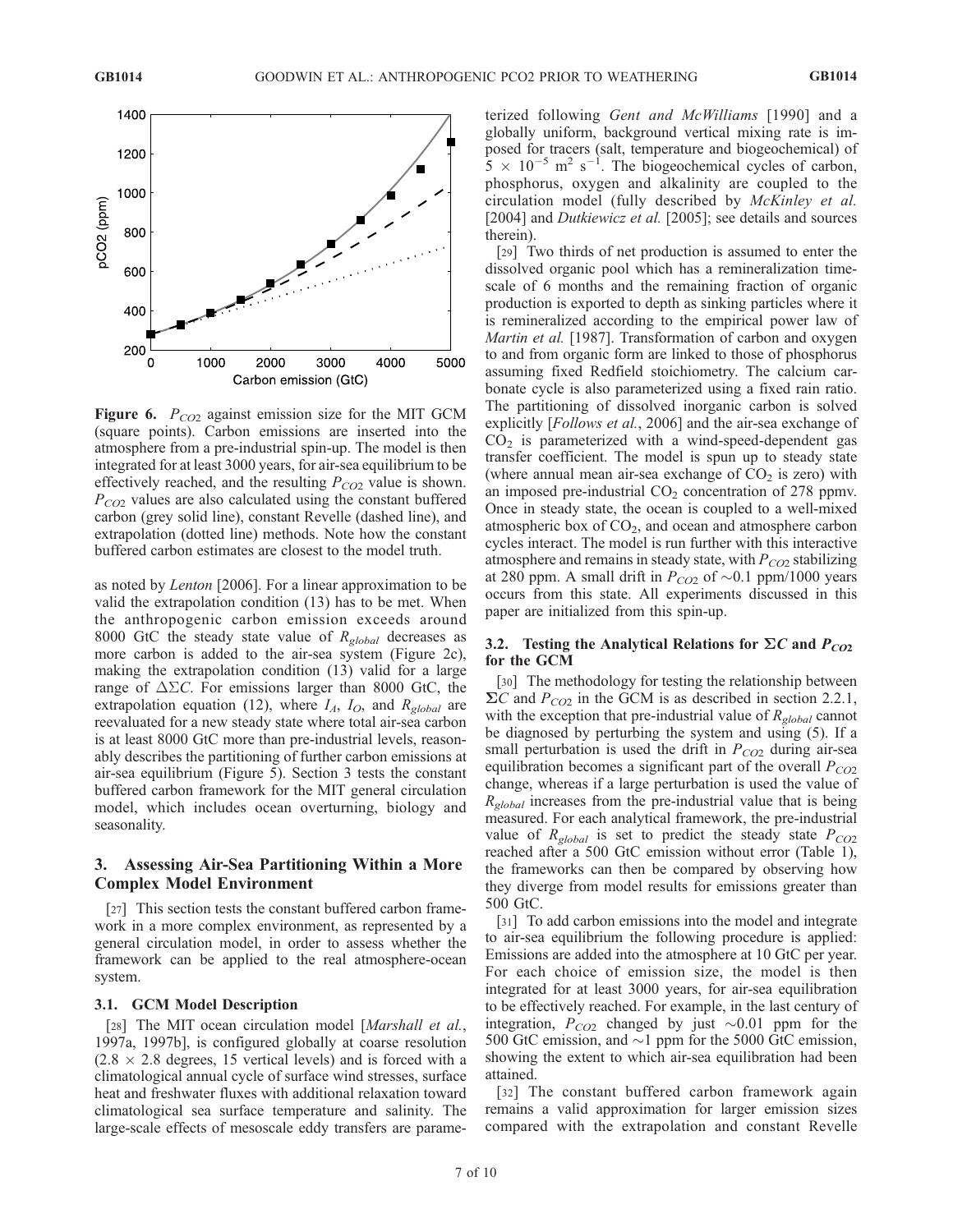**Figure 6.** $P_{CO2}$ against emission size for the MIT GCM (square points). Carbon emissions are inserted into the atmosphere from a pre-industrial spin-up. The model is then integrated for at least 3000 years, for air-sea equilibrium to be effectively reached, and the resulting $P_{CO2}$ value is shown. $P_{CO2}$ values are also calculated using the constant buffered carbon (grey solid line), constant Revelle (dashed line), and extrapolation (dotted line) methods. Note how the constant buffered carbon estimates are closest to the model truth.

as noted by *Lenton* [2006]. For a linear approximation to be valid the extrapolation condition (13) has to be met. When the anthropogenic carbon emission exceeds around 8000 GtC the steady state value of $R_{global}$ decreases as more carbon is added to the air-sea system (Figure 2c), making the extrapolation condition (13) valid for a large range of $\Delta\Sigma C$. For emissions larger than 8000 GtC, the extrapolation equation (12), where $I_A$, $I_O$, and $R_{global}$ are reevaluated for a new steady state where total air-sea carbon is at least 8000 GtC more than pre-industrial levels, reasonably describes the partitioning of further carbon emissions at air-sea equilibrium (Figure 5). Section 3 tests the constant buffered carbon framework for the MIT general circulation model, which includes ocean overturning, biology and seasonality.

## 3. Assessing Air-Sea Partitioning Within a More Complex Model Environment

[27] This section tests the constant buffered carbon framework in a more complex environment, as represented by a general circulation model, in order to assess whether the framework can be applied to the real atmosphere-ocean system.

### 3.1. GCM Model Description

[28] The MIT ocean circulation model [*Marshall et al.*, 1997a, 1997b], is configured globally at coarse resolution ($2.8 \times 2.8$ degrees, 15 vertical levels) and is forced with a climatological annual cycle of surface wind stresses, surface heat and freshwater fluxes with additional relaxation toward climatological sea surface temperature and salinity. The large-scale effects of mesoscale eddy transfers are parameterized following *Gent and McWilliams* [1990] and a globally uniform, background vertical mixing rate is imposed for tracers (salt, temperature and biogeochemical) of $5 \times 10^{-5}$ m$^2$ s$^{-1}$. The biogeochemical cycles of carbon, phosphorus, oxygen and alkalinity are coupled to the circulation model (fully described by *McKinley et al.* [2004] and *Dutkiewicz et al.* [2005]; see details and sources therein).

[29] Two thirds of net production is assumed to enter the dissolved organic pool which has a remineralization timescale of 6 months and the remaining fraction of organic production is exported to depth as sinking particles where it is remineralized according to the empirical power law of *Martin et al.* [1987]. Transformation of carbon and oxygen to and from organic form are linked to those of phosphorus assuming fixed Redfield stoichiometry. The calcium carbonate cycle is also parameterized using a fixed rain ratio. The partitioning of dissolved inorganic carbon is solved explicitly [*Follows et al.*, 2006] and the air-sea exchange of $CO_2$ is parameterized with a wind-speed-dependent gas transfer coefficient. The model is spun up to steady state (where annual mean air-sea exchange of $CO_2$ is zero) with an imposed pre-industrial $CO_2$ concentration of 278 ppmv. Once in steady state, the ocean is coupled to a well-mixed atmospheric box of $CO_2$, and ocean and atmosphere carbon cycles interact. The model is run further with this interactive atmosphere and remains in steady state, with $P_{CO2}$ stabilizing at 280 ppm. A small drift in $P_{CO2}$ of $\sim$0.1 ppm/1000 years occurs from this state. All experiments discussed in this paper are initialized from this spin-up.

### 3.2. Testing the Analytical Relations for $\Sigma C$ and $P_{CO2}$ for the GCM

[30] The methodology for testing the relationship between $\Sigma C$ and $P_{CO2}$ in the GCM is as described in section 2.2.1, with the exception that pre-industrial value of $R_{global}$ cannot be diagnosed by perturbing the system and using (5). If a small perturbation is used the drift in $P_{CO2}$ during air-sea equilibration becomes a significant part of the overall $P_{CO2}$ change, whereas if a large perturbation is used the value of $R_{global}$ increases from the pre-industrial value that is being measured. For each analytical framework, the pre-industrial value of $R_{global}$ is set to predict the steady state $P_{CO2}$ reached after a 500 GtC emission without error (Table 1), the frameworks can then be compared by observing how they diverge from model results for emissions greater than 500 GtC.

[31] To add carbon emissions into the model and integrate to air-sea equilibrium the following procedure is applied: Emissions are added into the atmosphere at 10 GtC per year. For each choice of emission size, the model is then integrated for at least 3000 years, for air-sea equilibration to be effectively reached. For example, in the last century of integration, $P_{CO2}$ changed by just $\sim$0.01 ppm for the 500 GtC emission, and $\sim$1 ppm for the 5000 GtC emission, showing the extent to which air-sea equilibration had been attained.

[32] The constant buffered carbon framework again remains a valid approximation for larger emission sizes compared with the extrapolation and constant Revelle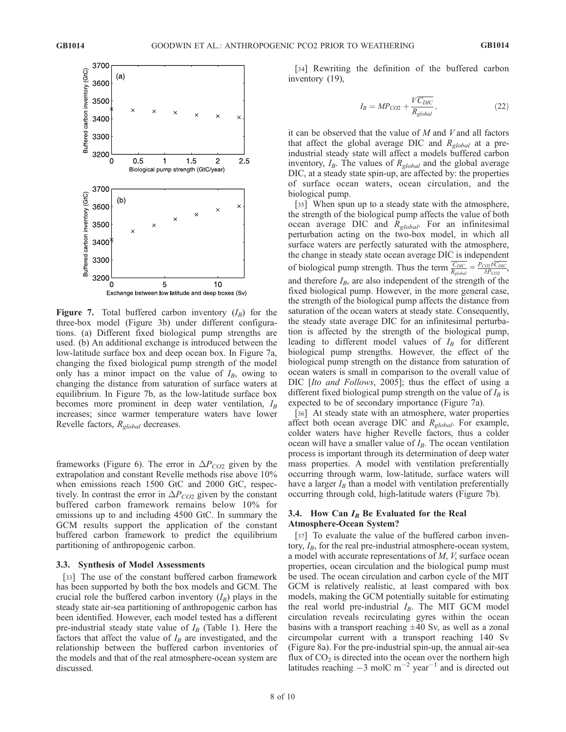**Figure 7.** Total buffered carbon inventory ($I_B$) for the three-box model (Figure 3b) under different configurations. (a) Different fixed biological pump strengths are used. (b) An additional exchange is introduced between the low-latitude surface box and deep ocean box. In Figure 7a, changing the fixed biological pump strength of the model only has a minor impact on the value of $I_B$, owing to changing the distance from saturation of surface waters at equilibrium. In Figure 7b, as the low-latitude surface box becomes more prominent in deep water ventilation, $I_B$ increases; since warmer temperature waters have lower Revelle factors, $R_{global}$ decreases.

frameworks (Figure 6). The error in $\Delta P_{CO2}$ given by the extrapolation and constant Revelle methods rise above 10% when emissions reach 1500 GtC and 2000 GtC, respectively. In contrast the error in $\Delta P_{CO2}$ given by the constant buffered carbon framework remains below 10% for emissions up to and including 4500 GtC. In summary the GCM results support the application of the constant buffered carbon framework to predict the equilibrium partitioning of anthropogenic carbon.

### 3.3. Synthesis of Model Assessments

[33] The use of the constant buffered carbon framework has been supported by both the box models and GCM. The crucial role the buffered carbon inventory ($I_B$) plays in the steady state air-sea partitioning of anthropogenic carbon has been identified. However, each model tested has a different pre-industrial steady state value of $I_B$ (Table 1). Here the factors that affect the value of $I_B$ are investigated, and the relationship between the buffered carbon inventories of the models and that of the real atmosphere-ocean system are discussed.

[34] Rewriting the definition of the buffered carbon inventory (19),

$$I_B = MP_{CO2} + \frac{V\overline{C_{DIC}}}{R_{global}}, \tag{22}$$

it can be observed that the value of $M$ and $V$ and all factors that affect the global average DIC and $R_{global}$ at a pre-industrial steady state will affect a models buffered carbon inventory, $I_B$. The values of $R_{global}$ and the global average DIC, at a steady state spin-up, are affected by: the properties of surface ocean waters, ocean circulation, and the biological pump.

[35] When spun up to a steady state with the atmosphere, the strength of the biological pump affects the value of both ocean average DIC and $R_{global}$. For an infinitesimal perturbation acting on the two-box model, in which all surface waters are perfectly saturated with the atmosphere, the change in steady state ocean average DIC is independent of biological pump strength. Thus the term $\frac{\overline{C_{DIC}}}{R_{global}} = \frac{P_{CO2}\delta\overline{C_{DIC}}}{\delta P_{CO2}}$, and therefore $I_B$, are also independent of the strength of the fixed biological pump. However, in the more general case, the strength of the biological pump affects the distance from saturation of the ocean waters at steady state. Consequently, the steady state average DIC for an infinitesimal perturbation is affected by the strength of the biological pump, leading to different model values of $I_B$ for different biological pump strengths. However, the effect of the biological pump strength on the distance from saturation of ocean waters is small in comparison to the overall value of DIC [*Ito and Follows*, 2005]; thus the effect of using a different fixed biological pump strength on the value of $I_B$ is expected to be of secondary importance (Figure 7a).

[36] At steady state with an atmosphere, water properties affect both ocean average DIC and $R_{global}$. For example, colder waters have higher Revelle factors, thus a colder ocean will have a smaller value of $I_B$. The ocean ventilation process is important through its determination of deep water mass properties. A model with ventilation preferentially occurring through warm, low-latitude, surface waters will have a larger $I_B$ than a model with ventilation preferentially occurring through cold, high-latitude waters (Figure 7b).

### 3.4. How Can $I_B$ Be Evaluated for the Real Atmosphere-Ocean System?

[37] To evaluate the value of the buffered carbon inventory, $I_B$, for the real pre-industrial atmosphere-ocean system, a model with accurate representations of $M$, $V$, surface ocean properties, ocean circulation and the biological pump must be used. The ocean circulation and carbon cycle of the MIT GCM is relatively realistic, at least compared with box models, making the GCM potentially suitable for estimating the real world pre-industrial $I_B$. The MIT GCM model circulation reveals recirculating gyres within the ocean basins with a transport reaching $\pm$40 Sv, as well as a zonal circumpolar current with a transport reaching 140 Sv (Figure 8a). For the pre-industrial spin-up, the annual air-sea flux of $CO_2$ is directed into the ocean over the northern high latitudes reaching $-3$ molC m$^{-2}$ year$^{-1}$ and is directed out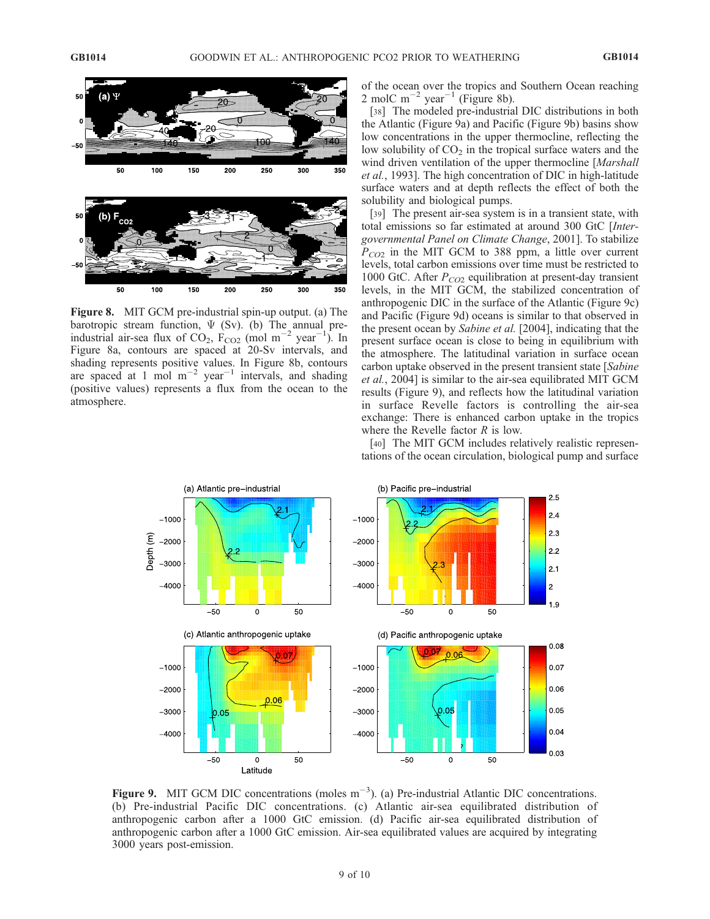of the ocean over the tropics and Southern Ocean reaching 2 molC m$^{-2}$ year$^{-1}$ (Figure 8b).

[38] The modeled pre-industrial DIC distributions in both the Atlantic (Figure 9a) and Pacific (Figure 9b) basins show low concentrations in the upper thermocline, reflecting the low solubility of $CO_2$ in the tropical surface waters and the wind driven ventilation of the upper thermocline [*Marshall et al.*, 1993]. The high concentration of DIC in high-latitude surface waters and at depth reflects the effect of both the solubility and biological pumps.

[39] The present air-sea system is in a transient state, with total emissions so far estimated at around 300 GtC [*Intergovernmental Panel on Climate Change*, 2001]. To stabilize $P_{CO2}$ in the MIT GCM to 388 ppm, a little over current levels, total carbon emissions over time must be restricted to 1000 GtC. After $P_{CO2}$ equilibration at present-day transient levels, in the MIT GCM, the stabilized concentration of anthropogenic DIC in the surface of the Atlantic (Figure 9c) and Pacific (Figure 9d) oceans is similar to that observed in the present ocean by *Sabine et al.* [2004], indicating that the present surface ocean is close to being in equilibrium with the atmosphere. The latitudinal variation in surface ocean carbon uptake observed in the present transient state [*Sabine et al.*, 2004] is similar to the air-sea equilibrated MIT GCM results (Figure 9), and reflects how the latitudinal variation in surface Revelle factors is controlling the air-sea exchange: There is enhanced carbon uptake in the tropics where the Revelle factor $R$ is low.

[40] The MIT GCM includes relatively realistic representations of the ocean circulation, biological pump and surface

**Figure 8.** MIT GCM pre-industrial spin-up output. (a) The barotropic stream function, $\Psi$ (Sv). (b) The annual pre-industrial air-sea flux of $CO_2$, $F_{CO2}$ (mol m$^{-2}$ year$^{-1}$). In Figure 8a, contours are spaced at 20-Sv intervals, and shading represents positive values. In Figure 8b, contours are spaced at 1 mol m$^{-2}$ year$^{-1}$ intervals, and shading (positive values) represents a flux from the ocean to the atmosphere.

**Figure 9.** MIT GCM DIC concentrations (moles m$^{-3}$). (a) Pre-industrial Atlantic DIC concentrations. (b) Pre-industrial Pacific DIC concentrations. (c) Atlantic air-sea equilibrated distribution of anthropogenic carbon after a 1000 GtC emission. (d) Pacific air-sea equilibrated distribution of anthropogenic carbon after a 1000 GtC emission. Air-sea equilibrated values are acquired by integrating 3000 years post-emission.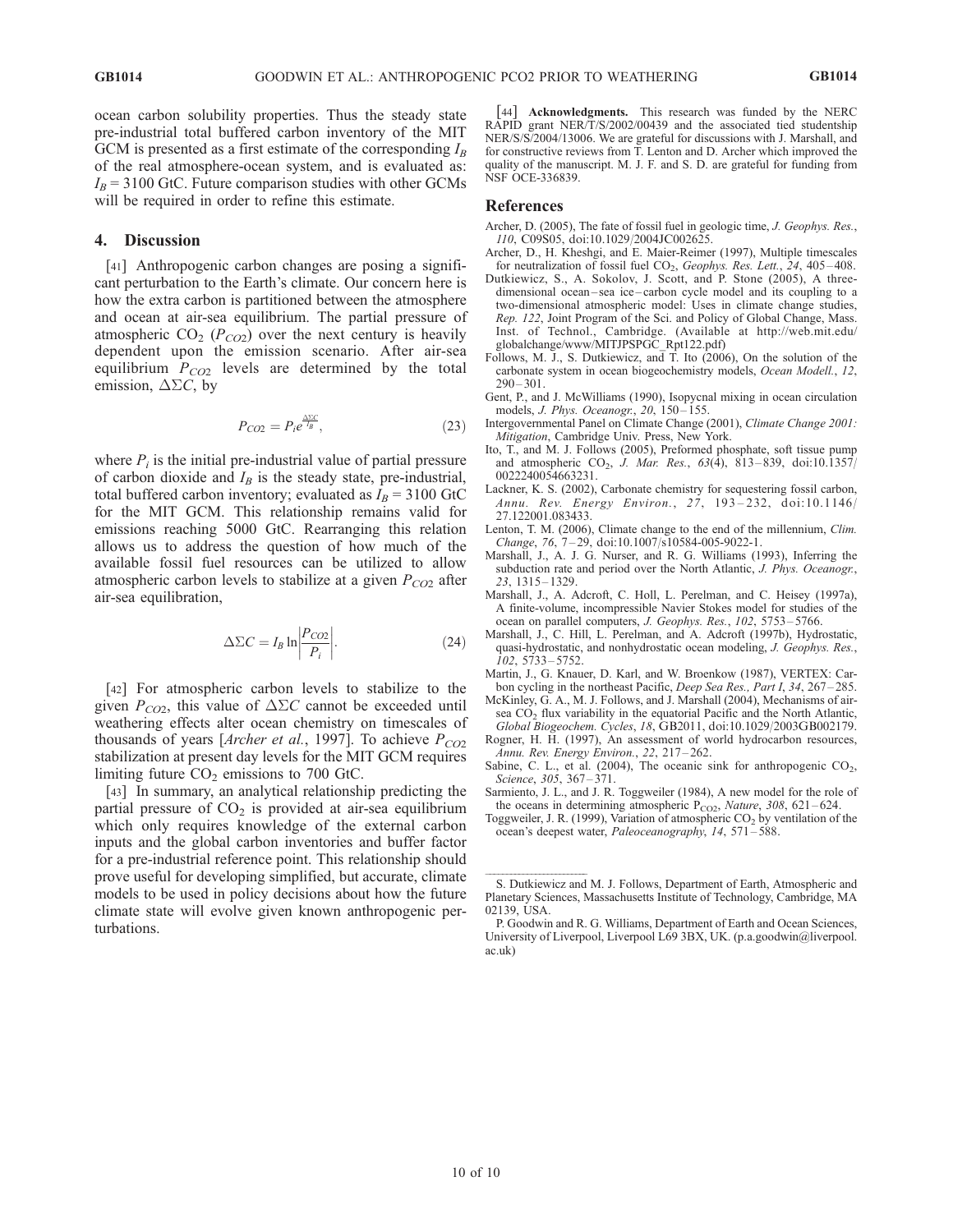ocean carbon solubility properties. Thus the steady state pre-industrial total buffered carbon inventory of the MIT GCM is presented as a first estimate of the corresponding $I_B$ of the real atmosphere-ocean system, and is evaluated as: $I_B$ = 3100 GtC. Future comparison studies with other GCMs will be required in order to refine this estimate.

## 4. Discussion

[41] Anthropogenic carbon changes are posing a significant perturbation to the Earth's climate. Our concern here is how the extra carbon is partitioned between the atmosphere and ocean at air-sea equilibrium. The partial pressure of atmospheric $CO_2$ ($P_{CO2}$) over the next century is heavily dependent upon the emission scenario. After air-sea equilibrium $P_{CO2}$ levels are determined by the total emission, $\Delta\Sigma C$, by

$$P_{CO2} = P_i e^{\frac{\Delta\Sigma C}{I_B}}, \tag{23}$$

where $P_i$ is the initial pre-industrial value of partial pressure of carbon dioxide and $I_B$ is the steady state, pre-industrial, total buffered carbon inventory; evaluated as $I_B$ = 3100 GtC for the MIT GCM. This relationship remains valid for emissions reaching 5000 GtC. Rearranging this relation allows us to address the question of how much of the available fossil fuel resources can be utilized to allow atmospheric carbon levels to stabilize at a given $P_{CO2}$ after air-sea equilibration,

$$\Delta\Sigma C = I_B \ln\left|\frac{P_{CO2}}{P_i}\right|. \tag{24}$$

[42] For atmospheric carbon levels to stabilize to the given $P_{CO2}$, this value of $\Delta\Sigma C$ cannot be exceeded until weathering effects alter ocean chemistry on timescales of thousands of years [*Archer et al.*, 1997]. To achieve $P_{CO2}$ stabilization at present day levels for the MIT GCM requires limiting future $CO_2$ emissions to 700 GtC.

[43] In summary, an analytical relationship predicting the partial pressure of $CO_2$ is provided at air-sea equilibrium which only requires knowledge of the external carbon inputs and the global carbon inventories and buffer factor for a pre-industrial reference point. This relationship should prove useful for developing simplified, but accurate, climate models to be used in policy decisions about how the future climate state will evolve given known anthropogenic perturbations.

[44] **Acknowledgments.** This research was funded by the NERC RAPID grant NER/T/S/2002/00439 and the associated tied studentship NER/S/S/2004/13006. We are grateful for discussions with J. Marshall, and for constructive reviews from T. Lenton and D. Archer which improved the quality of the manuscript. M. J. F. and S. D. are grateful for funding from NSF OCE-336839.

## References

Archer, D. (2005), The fate of fossil fuel in geologic time, *J. Geophys. Res.*, *110*, C09S05, doi:10.1029/2004JC002625.

Archer, D., H. Kheshgi, and E. Maier-Reimer (1997), Multiple timescales for neutralization of fossil fuel $CO_2$, *Geophys. Res. Lett.*, *24*, 405–408.

Dutkiewicz, S., A. Sokolov, J. Scott, and P. Stone (2005), A three-dimensional ocean–sea ice–carbon cycle model and its coupling to a two-dimensional atmospheric model: Uses in climate change studies, *Rep. 122*, Joint Program of the Sci. and Policy of Global Change, Mass. Inst. of Technol., Cambridge. (Available at http://web.mit.edu/globalchange/www/MITJPSPGC_Rpt122.pdf)

Follows, M. J., S. Dutkiewicz, and T. Ito (2006), On the solution of the carbonate system in ocean biogeochemistry models, *Ocean Modell.*, *12*, 290–301.

Gent, P., and J. McWilliams (1990), Isopycnal mixing in ocean circulation models, *J. Phys. Oceanogr.*, *20*, 150–155.

Intergovernmental Panel on Climate Change (2001), *Climate Change 2001: Mitigation*, Cambridge Univ. Press, New York.

Ito, T., and M. J. Follows (2005), Preformed phosphate, soft tissue pump and atmospheric $CO_2$, *J. Mar. Res.*, *63*(4), 813–839, doi:10.1357/0022240054663231.

Lackner, K. S. (2002), Carbonate chemistry for sequestering fossil carbon, *Annu. Rev. Energy Environ.*, *27*, 193–232, doi:10.1146/27.122001.083433.

Lenton, T. M. (2006), Climate change to the end of the millennium, *Clim. Change*, *76*, 7–29, doi:10.1007/s10584-005-9022-1.

Marshall, J., A. J. G. Nurser, and R. G. Williams (1993), Inferring the subduction rate and period over the North Atlantic, *J. Phys. Oceanogr.*, *23*, 1315–1329.

Marshall, J., A. Adcroft, C. Holl, L. Perelman, and C. Heisey (1997a), A finite-volume, incompressible Navier Stokes model for studies of the ocean on parallel computers, *J. Geophys. Res.*, *102*, 5753–5766.

Marshall, J., C. Hill, L. Perelman, and A. Adcroft (1997b), Hydrostatic, quasi-hydrostatic, and nonhydrostatic ocean modeling, *J. Geophys. Res.*, *102*, 5733–5752.

Martin, J., G. Knauer, D. Karl, and W. Broenkow (1987), VERTEX: Carbon cycling in the northeast Pacific, *Deep Sea Res., Part I*, *34*, 267–285.

McKinley, G. A., M. J. Follows, and J. Marshall (2004), Mechanisms of air-sea $CO_2$ flux variability in the equatorial Pacific and the North Atlantic, *Global Biogeochem. Cycles*, *18*, GB2011, doi:10.1029/2003GB002179.

Rogner, H. H. (1997), An assessment of world hydrocarbon resources, *Annu. Rev. Energy Environ.*, *22*, 217–262.

Sabine, C. L., et al. (2004), The oceanic sink for anthropogenic $CO_2$, *Science*, *305*, 367–371.

Sarmiento, J. L., and J. R. Toggweiler (1984), A new model for the role of the oceans in determining atmospheric $P_{CO_2}$, *Nature*, *308*, 621–624.

Toggweiler, J. R. (1999), Variation of atmospheric $CO_2$ by ventilation of the ocean's deepest water, *Paleoceanography*, *14*, 571–588.

S. Dutkiewicz and M. J. Follows, Department of Earth, Atmospheric and Planetary Sciences, Massachusetts Institute of Technology, Cambridge, MA 02139, USA.

P. Goodwin and R. G. Williams, Department of Earth and Ocean Sciences, University of Liverpool, Liverpool L69 3BX, UK. (p.a.goodwin@liverpool.ac.uk)